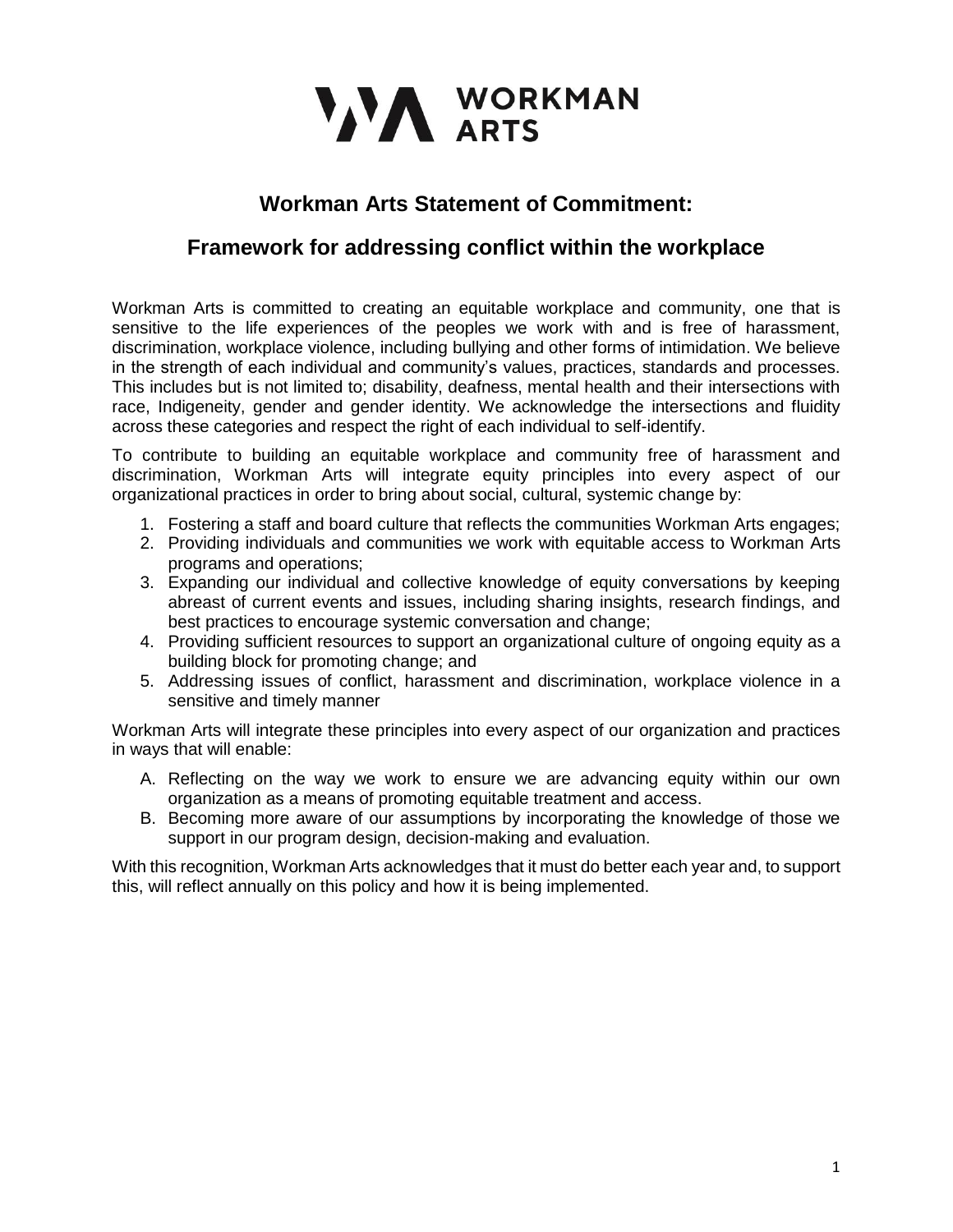# Workman Arts Statement of Commitment:

## Framework for addressing conflict within the workplace

Workman Arts is committed to creating an equitable workplace and community, one that is sensitive to the life experiences of the peoples we work with and is free of harassment, discrimination, workplace violence, including bullying and other forms of intimidation. We believe in the strength of each individual and community's values, practices, standards and processes. This includes but is not limited to; disability, deafness, mental health and their intersections with race, Indigeneity, gender and gender identity. We acknowledge the intersections and fluidity across these categories and respect the right of each individual to self-identify.

To contribute to building an equitable workplace and community free of harassment and discrimination, Workman Arts will integrate equity principles into every aspect of our organizational practices in order to bring about social, cultural, systemic change by:

1. Fostering a staff and board culture that reflects the communities Workman Arts engages;
2. Providing individuals and communities we work with equitable access to Workman Arts programs and operations;
3. Expanding our individual and collective knowledge of equity conversations by keeping abreast of current events and issues, including sharing insights, research findings, and best practices to encourage systemic conversation and change;
4. Providing sufficient resources to support an organizational culture of ongoing equity as a building block for promoting change; and
5. Addressing issues of conflict, harassment and discrimination, workplace violence in a sensitive and timely manner

Workman Arts will integrate these principles into every aspect of our organization and practices in ways that will enable:

A. Reflecting on the way we work to ensure we are advancing equity within our own organization as a means of promoting equitable treatment and access.
B. Becoming more aware of our assumptions by incorporating the knowledge of those we support in our program design, decision-making and evaluation.

With this recognition, Workman Arts acknowledges that it must do better each year and, to support this, will reflect annually on this policy and how it is being implemented.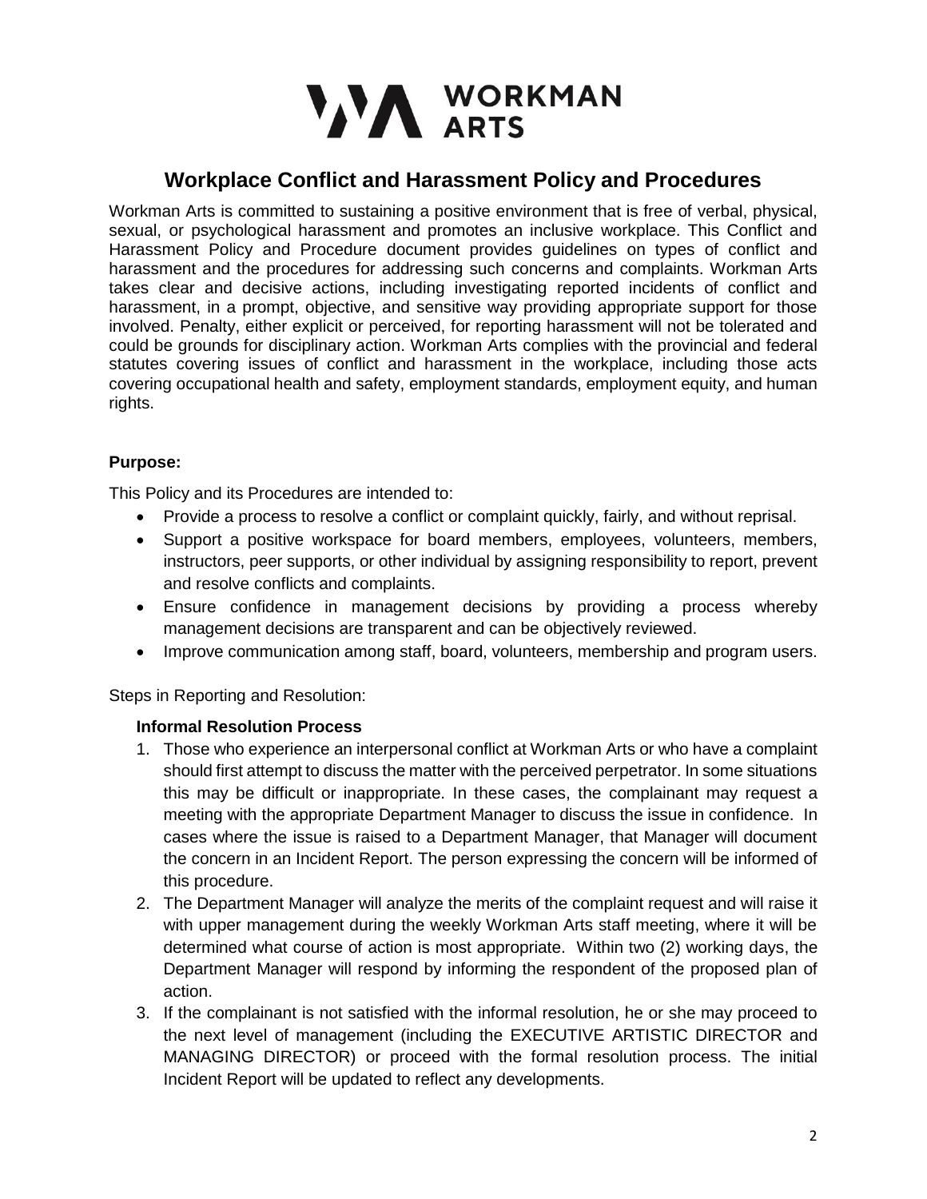WORKMAN ARTS

# Workplace Conflict and Harassment Policy and Procedures

Workman Arts is committed to sustaining a positive environment that is free of verbal, physical, sexual, or psychological harassment and promotes an inclusive workplace. This Conflict and Harassment Policy and Procedure document provides guidelines on types of conflict and harassment and the procedures for addressing such concerns and complaints. Workman Arts takes clear and decisive actions, including investigating reported incidents of conflict and harassment, in a prompt, objective, and sensitive way providing appropriate support for those involved. Penalty, either explicit or perceived, for reporting harassment will not be tolerated and could be grounds for disciplinary action. Workman Arts complies with the provincial and federal statutes covering issues of conflict and harassment in the workplace, including those acts covering occupational health and safety, employment standards, employment equity, and human rights.

**Purpose:**

This Policy and its Procedures are intended to:

- Provide a process to resolve a conflict or complaint quickly, fairly, and without reprisal.
- Support a positive workspace for board members, employees, volunteers, members, instructors, peer supports, or other individual by assigning responsibility to report, prevent and resolve conflicts and complaints.
- Ensure confidence in management decisions by providing a process whereby management decisions are transparent and can be objectively reviewed.
- Improve communication among staff, board, volunteers, membership and program users.

Steps in Reporting and Resolution:

**Informal Resolution Process**

1. Those who experience an interpersonal conflict at Workman Arts or who have a complaint should first attempt to discuss the matter with the perceived perpetrator. In some situations this may be difficult or inappropriate. In these cases, the complainant may request a meeting with the appropriate Department Manager to discuss the issue in confidence. In cases where the issue is raised to a Department Manager, that Manager will document the concern in an Incident Report. The person expressing the concern will be informed of this procedure.
2. The Department Manager will analyze the merits of the complaint request and will raise it with upper management during the weekly Workman Arts staff meeting, where it will be determined what course of action is most appropriate. Within two (2) working days, the Department Manager will respond by informing the respondent of the proposed plan of action.
3. If the complainant is not satisfied with the informal resolution, he or she may proceed to the next level of management (including the EXECUTIVE ARTISTIC DIRECTOR and MANAGING DIRECTOR) or proceed with the formal resolution process. The initial Incident Report will be updated to reflect any developments.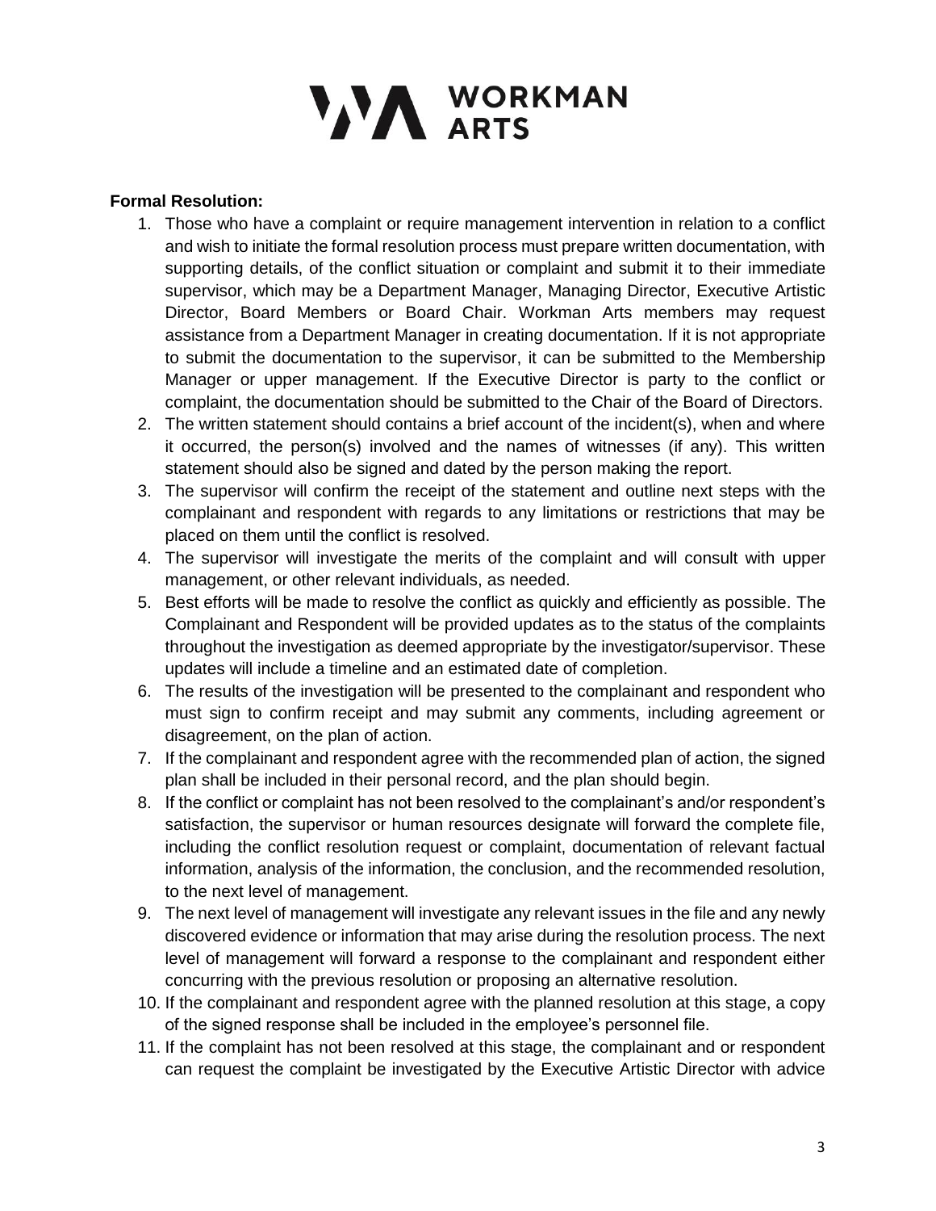**Formal Resolution:**

1. Those who have a complaint or require management intervention in relation to a conflict and wish to initiate the formal resolution process must prepare written documentation, with supporting details, of the conflict situation or complaint and submit it to their immediate supervisor, which may be a Department Manager, Managing Director, Executive Artistic Director, Board Members or Board Chair. Workman Arts members may request assistance from a Department Manager in creating documentation. If it is not appropriate to submit the documentation to the supervisor, it can be submitted to the Membership Manager or upper management. If the Executive Director is party to the conflict or complaint, the documentation should be submitted to the Chair of the Board of Directors.
2. The written statement should contains a brief account of the incident(s), when and where it occurred, the person(s) involved and the names of witnesses (if any). This written statement should also be signed and dated by the person making the report.
3. The supervisor will confirm the receipt of the statement and outline next steps with the complainant and respondent with regards to any limitations or restrictions that may be placed on them until the conflict is resolved.
4. The supervisor will investigate the merits of the complaint and will consult with upper management, or other relevant individuals, as needed.
5. Best efforts will be made to resolve the conflict as quickly and efficiently as possible. The Complainant and Respondent will be provided updates as to the status of the complaints throughout the investigation as deemed appropriate by the investigator/supervisor. These updates will include a timeline and an estimated date of completion.
6. The results of the investigation will be presented to the complainant and respondent who must sign to confirm receipt and may submit any comments, including agreement or disagreement, on the plan of action.
7. If the complainant and respondent agree with the recommended plan of action, the signed plan shall be included in their personal record, and the plan should begin.
8. If the conflict or complaint has not been resolved to the complainant's and/or respondent's satisfaction, the supervisor or human resources designate will forward the complete file, including the conflict resolution request or complaint, documentation of relevant factual information, analysis of the information, the conclusion, and the recommended resolution, to the next level of management.
9. The next level of management will investigate any relevant issues in the file and any newly discovered evidence or information that may arise during the resolution process. The next level of management will forward a response to the complainant and respondent either concurring with the previous resolution or proposing an alternative resolution.
10. If the complainant and respondent agree with the planned resolution at this stage, a copy of the signed response shall be included in the employee's personnel file.
11. If the complaint has not been resolved at this stage, the complainant and or respondent can request the complaint be investigated by the Executive Artistic Director with advice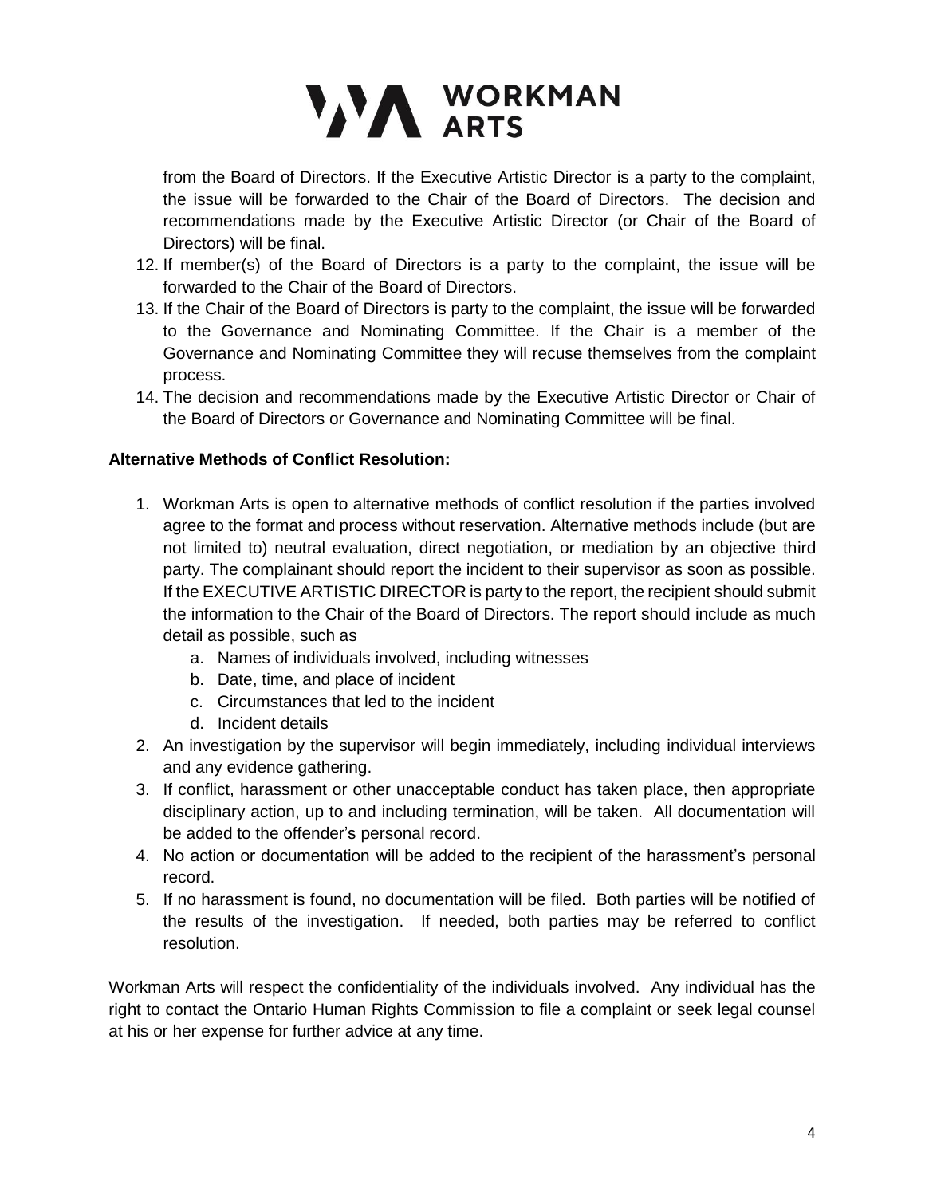from the Board of Directors. If the Executive Artistic Director is a party to the complaint, the issue will be forwarded to the Chair of the Board of Directors. The decision and recommendations made by the Executive Artistic Director (or Chair of the Board of Directors) will be final.

12. If member(s) of the Board of Directors is a party to the complaint, the issue will be forwarded to the Chair of the Board of Directors.
13. If the Chair of the Board of Directors is party to the complaint, the issue will be forwarded to the Governance and Nominating Committee. If the Chair is a member of the Governance and Nominating Committee they will recuse themselves from the complaint process.
14. The decision and recommendations made by the Executive Artistic Director or Chair of the Board of Directors or Governance and Nominating Committee will be final.

**Alternative Methods of Conflict Resolution:**

1. Workman Arts is open to alternative methods of conflict resolution if the parties involved agree to the format and process without reservation. Alternative methods include (but are not limited to) neutral evaluation, direct negotiation, or mediation by an objective third party. The complainant should report the incident to their supervisor as soon as possible. If the EXECUTIVE ARTISTIC DIRECTOR is party to the report, the recipient should submit the information to the Chair of the Board of Directors. The report should include as much detail as possible, such as
   a. Names of individuals involved, including witnesses
   b. Date, time, and place of incident
   c. Circumstances that led to the incident
   d. Incident details
2. An investigation by the supervisor will begin immediately, including individual interviews and any evidence gathering.
3. If conflict, harassment or other unacceptable conduct has taken place, then appropriate disciplinary action, up to and including termination, will be taken. All documentation will be added to the offender's personal record.
4. No action or documentation will be added to the recipient of the harassment's personal record.
5. If no harassment is found, no documentation will be filed. Both parties will be notified of the results of the investigation. If needed, both parties may be referred to conflict resolution.

Workman Arts will respect the confidentiality of the individuals involved. Any individual has the right to contact the Ontario Human Rights Commission to file a complaint or seek legal counsel at his or her expense for further advice at any time.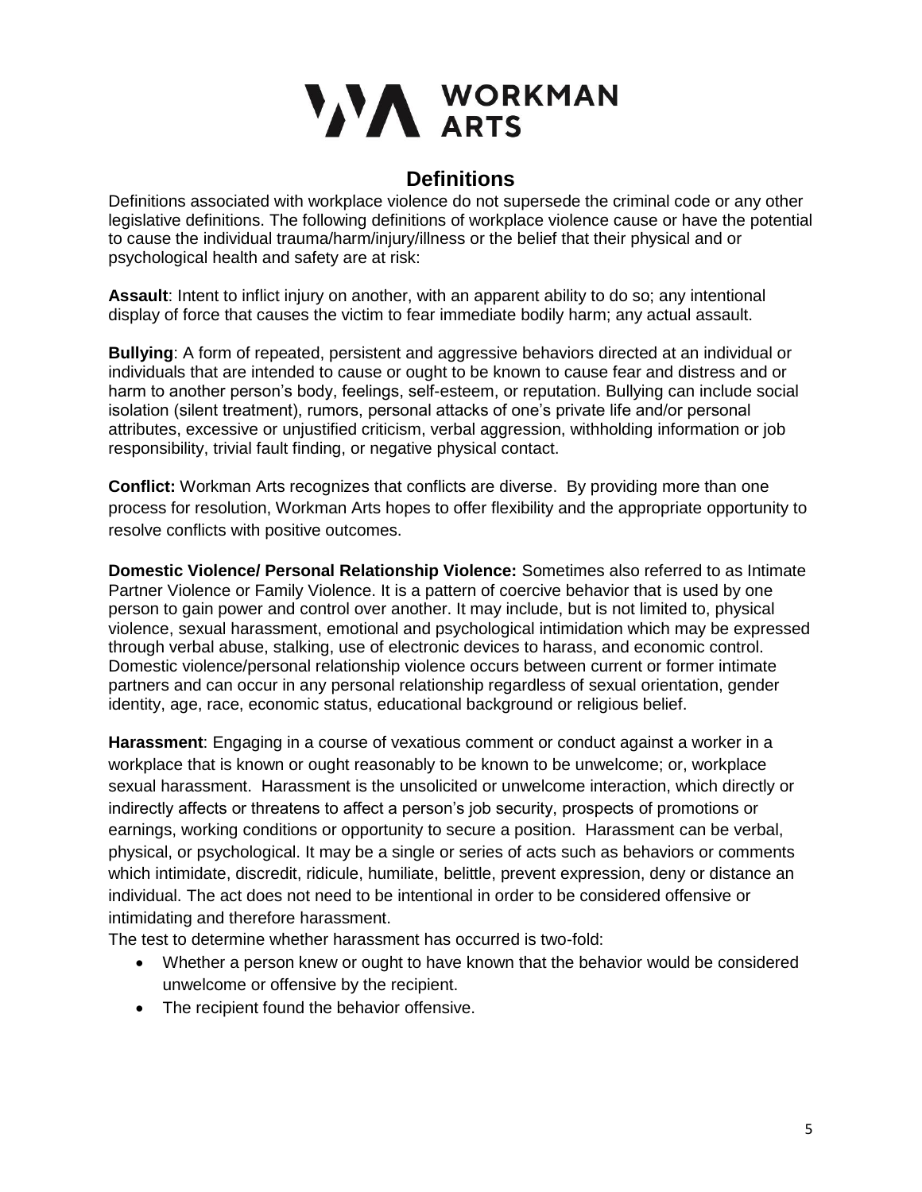# Definitions

Definitions associated with workplace violence do not supersede the criminal code or any other legislative definitions. The following definitions of workplace violence cause or have the potential to cause the individual trauma/harm/injury/illness or the belief that their physical and or psychological health and safety are at risk:

**Assault**: Intent to inflict injury on another, with an apparent ability to do so; any intentional display of force that causes the victim to fear immediate bodily harm; any actual assault.

**Bullying**: A form of repeated, persistent and aggressive behaviors directed at an individual or individuals that are intended to cause or ought to be known to cause fear and distress and or harm to another person's body, feelings, self-esteem, or reputation. Bullying can include social isolation (silent treatment), rumors, personal attacks of one's private life and/or personal attributes, excessive or unjustified criticism, verbal aggression, withholding information or job responsibility, trivial fault finding, or negative physical contact.

**Conflict:** Workman Arts recognizes that conflicts are diverse. By providing more than one process for resolution, Workman Arts hopes to offer flexibility and the appropriate opportunity to resolve conflicts with positive outcomes.

**Domestic Violence/ Personal Relationship Violence:** Sometimes also referred to as Intimate Partner Violence or Family Violence. It is a pattern of coercive behavior that is used by one person to gain power and control over another. It may include, but is not limited to, physical violence, sexual harassment, emotional and psychological intimidation which may be expressed through verbal abuse, stalking, use of electronic devices to harass, and economic control. Domestic violence/personal relationship violence occurs between current or former intimate partners and can occur in any personal relationship regardless of sexual orientation, gender identity, age, race, economic status, educational background or religious belief.

**Harassment**: Engaging in a course of vexatious comment or conduct against a worker in a workplace that is known or ought reasonably to be known to be unwelcome; or, workplace sexual harassment. Harassment is the unsolicited or unwelcome interaction, which directly or indirectly affects or threatens to affect a person's job security, prospects of promotions or earnings, working conditions or opportunity to secure a position. Harassment can be verbal, physical, or psychological. It may be a single or series of acts such as behaviors or comments which intimidate, discredit, ridicule, humiliate, belittle, prevent expression, deny or distance an individual. The act does not need to be intentional in order to be considered offensive or intimidating and therefore harassment.

The test to determine whether harassment has occurred is two-fold:

- Whether a person knew or ought to have known that the behavior would be considered unwelcome or offensive by the recipient.
- The recipient found the behavior offensive.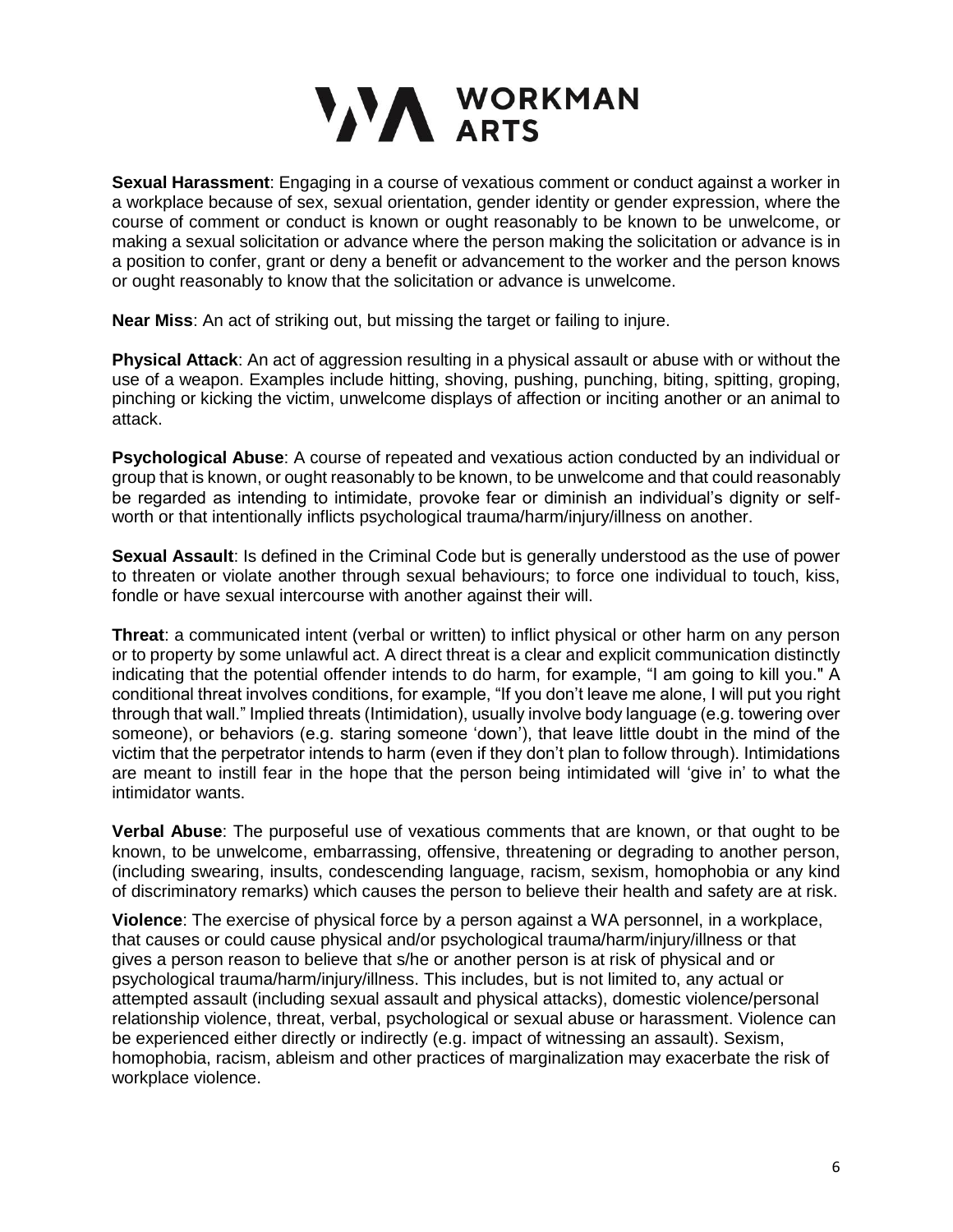**Sexual Harassment**: Engaging in a course of vexatious comment or conduct against a worker in a workplace because of sex, sexual orientation, gender identity or gender expression, where the course of comment or conduct is known or ought reasonably to be known to be unwelcome, or making a sexual solicitation or advance where the person making the solicitation or advance is in a position to confer, grant or deny a benefit or advancement to the worker and the person knows or ought reasonably to know that the solicitation or advance is unwelcome.

**Near Miss**: An act of striking out, but missing the target or failing to injure.

**Physical Attack**: An act of aggression resulting in a physical assault or abuse with or without the use of a weapon. Examples include hitting, shoving, pushing, punching, biting, spitting, groping, pinching or kicking the victim, unwelcome displays of affection or inciting another or an animal to attack.

**Psychological Abuse**: A course of repeated and vexatious action conducted by an individual or group that is known, or ought reasonably to be known, to be unwelcome and that could reasonably be regarded as intending to intimidate, provoke fear or diminish an individual's dignity or self-worth or that intentionally inflicts psychological trauma/harm/injury/illness on another.

**Sexual Assault**: Is defined in the Criminal Code but is generally understood as the use of power to threaten or violate another through sexual behaviours; to force one individual to touch, kiss, fondle or have sexual intercourse with another against their will.

**Threat**: a communicated intent (verbal or written) to inflict physical or other harm on any person or to property by some unlawful act. A direct threat is a clear and explicit communication distinctly indicating that the potential offender intends to do harm, for example, "I am going to kill you." A conditional threat involves conditions, for example, "If you don't leave me alone, I will put you right through that wall." Implied threats (Intimidation), usually involve body language (e.g. towering over someone), or behaviors (e.g. staring someone 'down'), that leave little doubt in the mind of the victim that the perpetrator intends to harm (even if they don't plan to follow through). Intimidations are meant to instill fear in the hope that the person being intimidated will 'give in' to what the intimidator wants.

**Verbal Abuse**: The purposeful use of vexatious comments that are known, or that ought to be known, to be unwelcome, embarrassing, offensive, threatening or degrading to another person, (including swearing, insults, condescending language, racism, sexism, homophobia or any kind of discriminatory remarks) which causes the person to believe their health and safety are at risk.

**Violence**: The exercise of physical force by a person against a WA personnel, in a workplace, that causes or could cause physical and/or psychological trauma/harm/injury/illness or that gives a person reason to believe that s/he or another person is at risk of physical and or psychological trauma/harm/injury/illness. This includes, but is not limited to, any actual or attempted assault (including sexual assault and physical attacks), domestic violence/personal relationship violence, threat, verbal, psychological or sexual abuse or harassment. Violence can be experienced either directly or indirectly (e.g. impact of witnessing an assault). Sexism, homophobia, racism, ableism and other practices of marginalization may exacerbate the risk of workplace violence.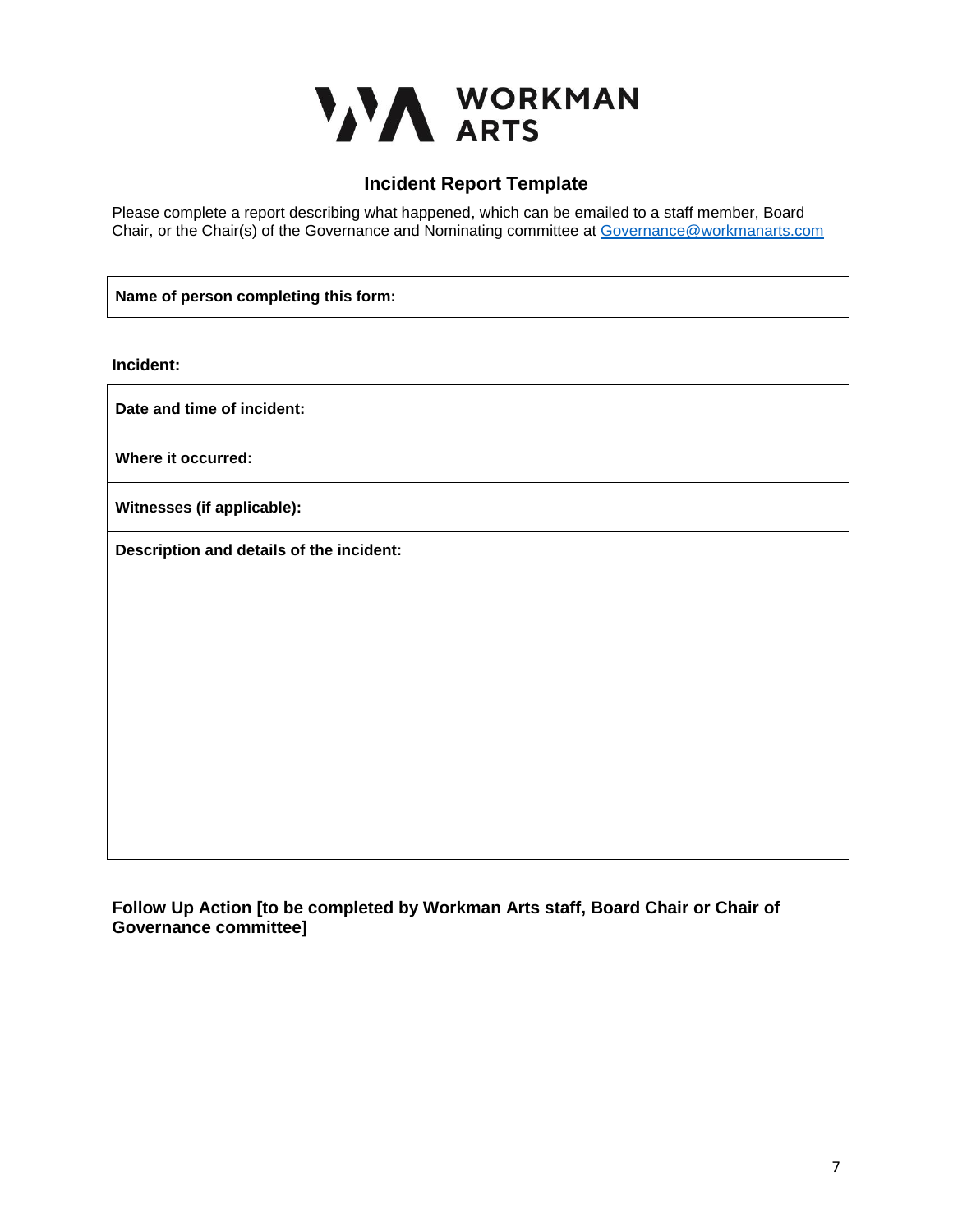WORKMAN ARTS

## Incident Report Template

Please complete a report describing what happened, which can be emailed to a staff member, Board Chair, or the Chair(s) of the Governance and Nominating committee at Governance@workmanarts.com

| **Name of person completing this form:** |
| --- |

**Incident:**

| **Date and time of incident:** |
| --- |
| **Where it occurred:** |
| **Witnesses (if applicable):** |
| **Description and details of the incident:** |

**Follow Up Action [to be completed by Workman Arts staff, Board Chair or Chair of Governance committee]**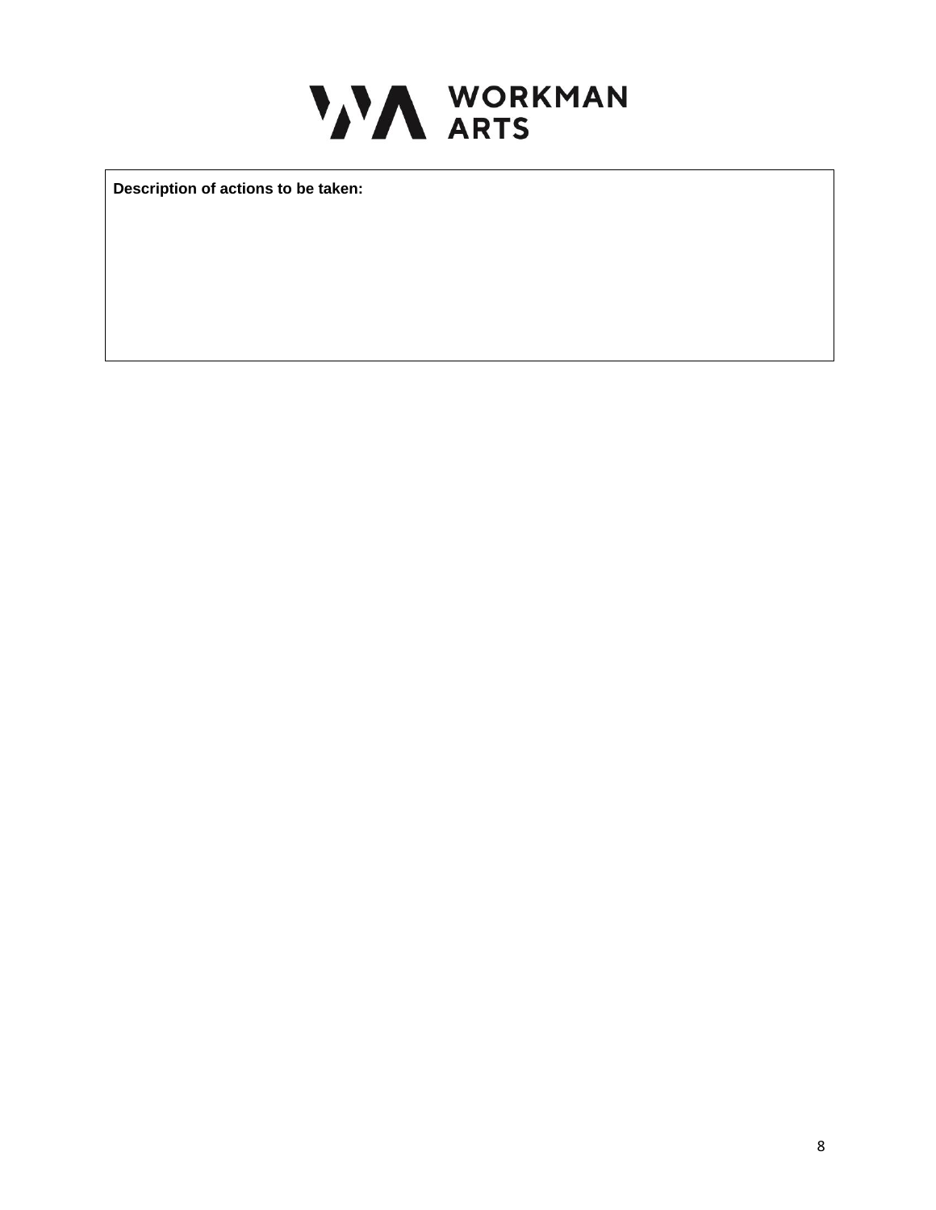WORKMAN ARTS

| |
| --- |
| **Description of actions to be taken:** |